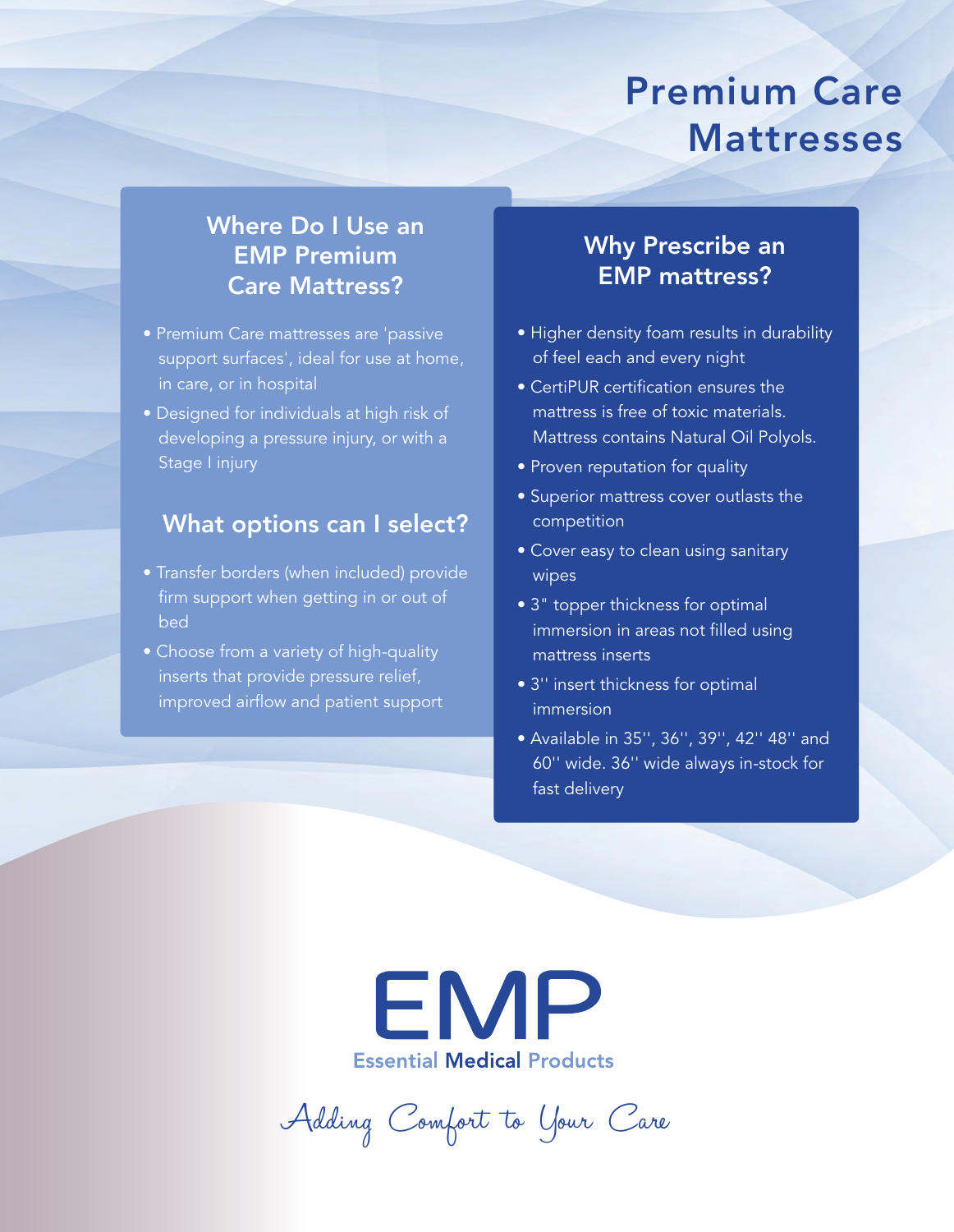# Premium Care Mattresses

## Where Do I Use an EMP Premium Care Mattress?

- Premium Care mattresses are 'passive support surfaces', ideal for use at home, in care, or in hospital
- Designed for individuals at high risk of developing a pressure injury, or with a Stage I injury

## What options can I select?

- Transfer borders (when included) provide firm support when getting in or out of bed
- Choose from a variety of high-quality inserts that provide pressure relief, improved airflow and patient support

## Why Prescribe an EMP mattress?

- Higher density foam results in durability of feel each and every night
- CertiPUR certification ensures the mattress is free of toxic materials. Mattress contains Natural Oil Polyols.
- Proven reputation for quality
- Superior mattress cover outlasts the competition
- Cover easy to clean using sanitary wipes
- 3" topper thickness for optimal immersion in areas not filled using mattress inserts
- 3'' insert thickness for optimal immersion
- Available in 35'', 36'', 39'', 42'' 48'' and 60'' wide. 36'' wide always in-stock for fast delivery

**EMP**

Essential Medical Products

*Adding Comfort to Your Care*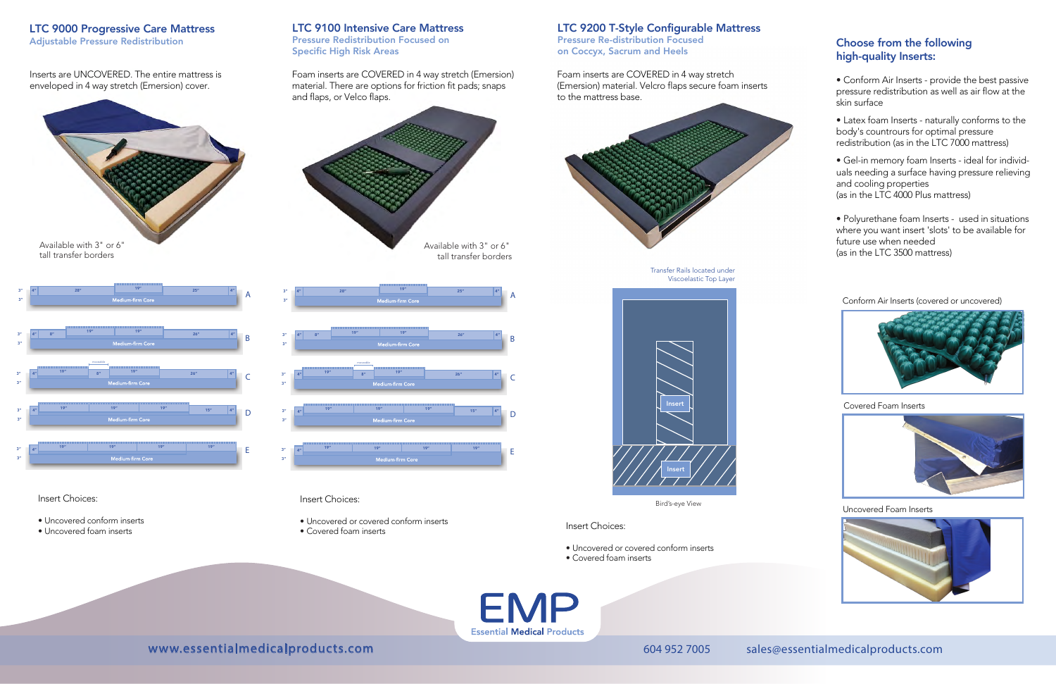## LTC 9000 Progressive Care Mattress

### Adjustable Pressure Redistribution

Inserts are UNCOVERED. The entire mattress is enveloped in 4 way stretch (Emersion) cover.

Available with 3" or 6" tall transfer borders

Insert Choices:

- Uncovered conform inserts
- Uncovered foam inserts

## LTC 9100 Intensive Care Mattress

### Pressure Redistribution Focused on Specific High Risk Areas

Foam inserts are COVERED in 4 way stretch (Emersion) material. There are options for friction fit pads; snaps and flaps, or Velco flaps.

Available with 3" or 6" tall transfer borders

Insert Choices:

- Uncovered or covered conform inserts
- Covered foam inserts

## LTC 9200 T-Style Configurable Mattress

### Pressure Re-distribution Focused on Coccyx, Sacrum and Heels

Foam inserts are COVERED in 4 way stretch (Emersion) material. Velcro flaps secure foam inserts to the mattress base.

Transfer Rails located under Viscoelastic Top Layer

Bird's-eye View

Insert Choices:

- Uncovered or covered conform inserts
- Covered foam inserts

## Choose from the following high-quality Inserts:

- Conform Air Inserts - provide the best passive pressure redistribution as well as air flow at the skin surface
- Latex foam Inserts - naturally conforms to the body's countrours for optimal pressure redistribution (as in the LTC 7000 mattress)
- Gel-in memory foam Inserts - ideal for individuals needing a surface having pressure relieving and cooling properties (as in the LTC 4000 Plus mattress)
- Polyurethane foam Inserts - used in situations where you want insert 'slots' to be available for future use when needed (as in the LTC 3500 mattress)

Conform Air Inserts (covered or uncovered)

Covered Foam Inserts

Uncovered Foam Inserts

EMP Essential Medical Products

www.essentialmedicalproducts.com 604 952 7005 sales@essentialmedicalproducts.com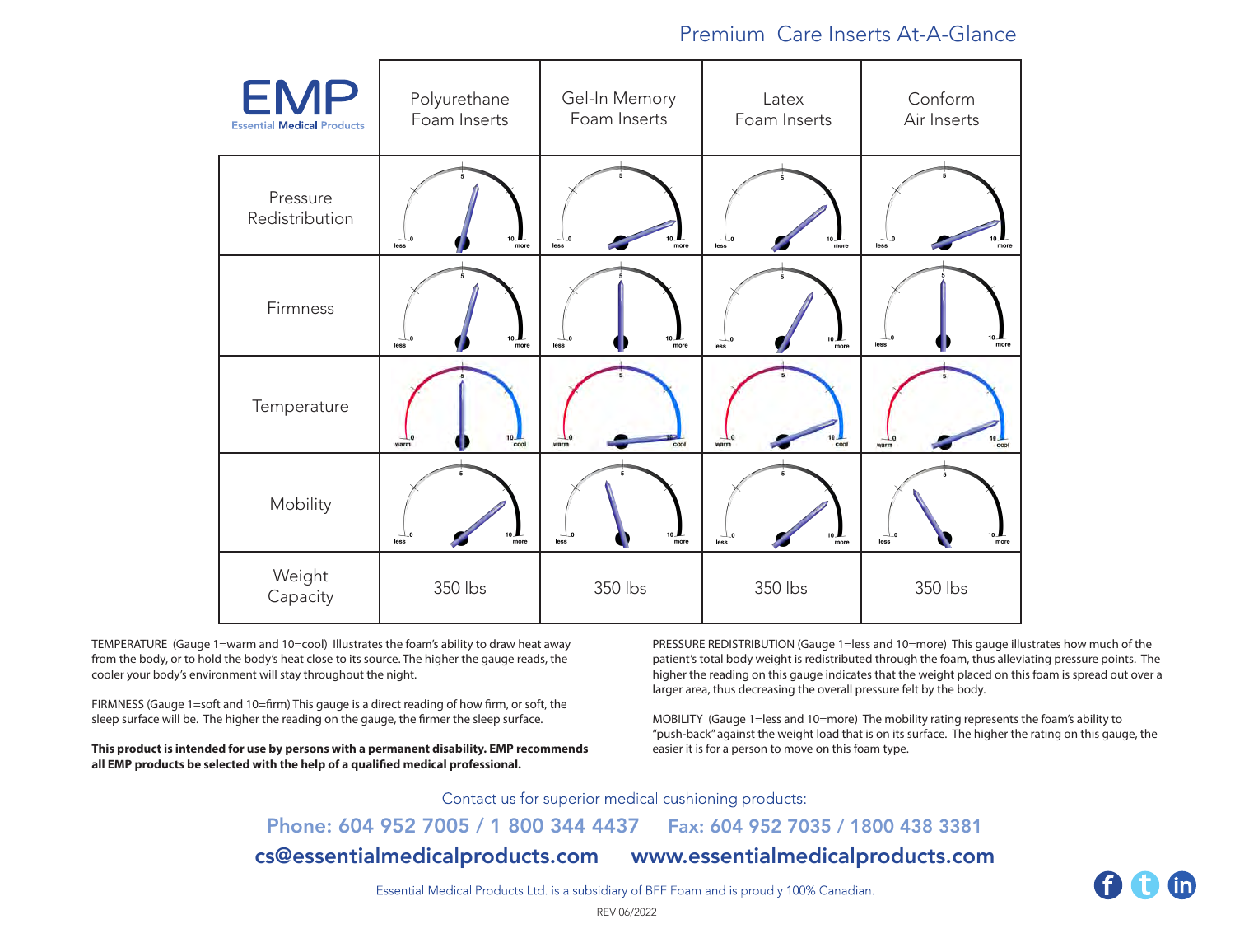## Premium Care Inserts At-A-Glance

EMP
Essential Medical Products

| | Polyurethane Foam Inserts | Gel-In Memory Foam Inserts | Latex Foam Inserts | Conform Air Inserts |
|---|---|---|---|---|
| Pressure Redistribution | 0 less 5 10 more | 0 less 5 10 more | 0 less 5 10 more | 0 less 5 10 more |
| Firmness | 0 less 5 10 more | 0 less 5 10 more | 0 less 5 10 more | 0 less 5 10 more |
| Temperature | 0 warm 5 10 cool | 0 warm 5 10 cool | 0 warm 5 10 cool | 0 warm 5 10 cool |
| Mobility | 0 less 5 10 more | 0 less 5 10 more | 0 less 5 10 more | 0 less 5 10 more |
| Weight Capacity | 350 lbs | 350 lbs | 350 lbs | 350 lbs |

TEMPERATURE (Gauge 1=warm and 10=cool) Illustrates the foam's ability to draw heat away from the body, or to hold the body's heat close to its source. The higher the gauge reads, the cooler your body's environment will stay throughout the night.

FIRMNESS (Gauge 1=soft and 10=firm) This gauge is a direct reading of how firm, or soft, the sleep surface will be. The higher the reading on the gauge, the firmer the sleep surface.

**This product is intended for use by persons with a permanent disability. EMP recommends all EMP products be selected with the help of a qualified medical professional.**

PRESSURE REDISTRIBUTION (Gauge 1=less and 10=more) This gauge illustrates how much of the patient's total body weight is redistributed through the foam, thus alleviating pressure points. The higher the reading on this gauge indicates that the weight placed on this foam is spread out over a larger area, thus decreasing the overall pressure felt by the body.

MOBILITY (Gauge 1=less and 10=more) The mobility rating represents the foam's ability to "push-back" against the weight load that is on its surface. The higher the rating on this gauge, the easier it is for a person to move on this foam type.

Contact us for superior medical cushioning products:

**Phone: 604 952 7005 / 1 800 344 4437    Fax: 604 952 7035 / 1800 438 3381**

**cs@essentialmedicalproducts.com    www.essentialmedicalproducts.com**

Essential Medical Products Ltd. is a subsidiary of BFF Foam and is proudly 100% Canadian.

REV 06/2022